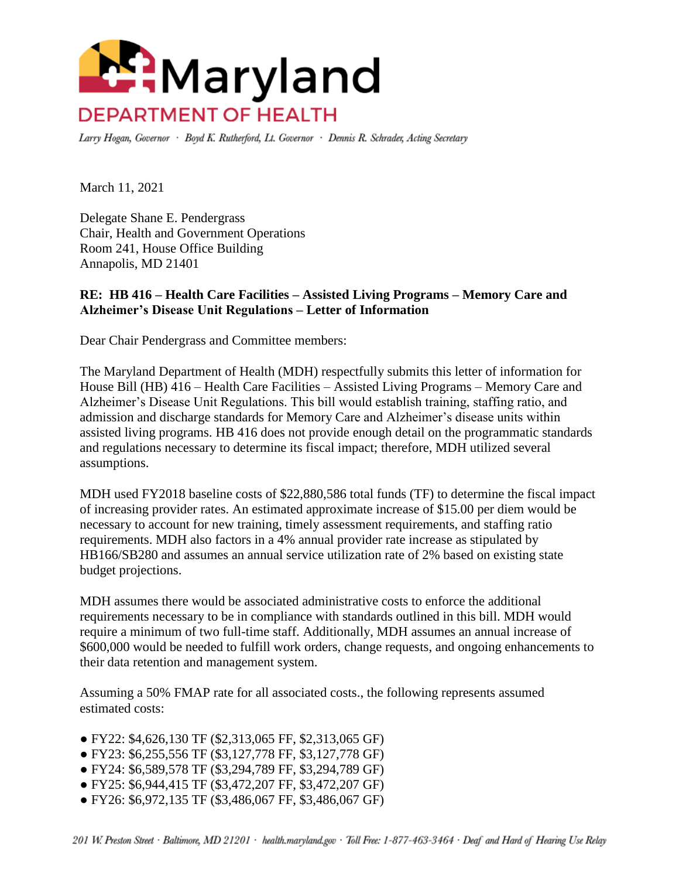# Maryland DEPARTMENT OF HEALTH

*Larry Hogan, Governor · Boyd K. Rutherford, Lt. Governor · Dennis R. Schrader, Acting Secretary*

March 11, 2021

Delegate Shane E. Pendergrass
Chair, Health and Government Operations
Room 241, House Office Building
Annapolis, MD 21401

**RE: HB 416 – Health Care Facilities – Assisted Living Programs – Memory Care and Alzheimer's Disease Unit Regulations – Letter of Information**

Dear Chair Pendergrass and Committee members:

The Maryland Department of Health (MDH) respectfully submits this letter of information for House Bill (HB) 416 – Health Care Facilities – Assisted Living Programs – Memory Care and Alzheimer's Disease Unit Regulations. This bill would establish training, staffing ratio, and admission and discharge standards for Memory Care and Alzheimer's disease units within assisted living programs. HB 416 does not provide enough detail on the programmatic standards and regulations necessary to determine its fiscal impact; therefore, MDH utilized several assumptions.

MDH used FY2018 baseline costs of $22,880,586 total funds (TF) to determine the fiscal impact of increasing provider rates. An estimated approximate increase of $15.00 per diem would be necessary to account for new training, timely assessment requirements, and staffing ratio requirements. MDH also factors in a 4% annual provider rate increase as stipulated by HB166/SB280 and assumes an annual service utilization rate of 2% based on existing state budget projections.

MDH assumes there would be associated administrative costs to enforce the additional requirements necessary to be in compliance with standards outlined in this bill. MDH would require a minimum of two full-time staff. Additionally, MDH assumes an annual increase of $600,000 would be needed to fulfill work orders, change requests, and ongoing enhancements to their data retention and management system.

Assuming a 50% FMAP rate for all associated costs., the following represents assumed estimated costs:

- FY22: $4,626,130 TF ($2,313,065 FF, $2,313,065 GF)
- FY23: $6,255,556 TF ($3,127,778 FF, $3,127,778 GF)
- FY24: $6,589,578 TF ($3,294,789 FF, $3,294,789 GF)
- FY25: $6,944,415 TF ($3,472,207 FF, $3,472,207 GF)
- FY26: $6,972,135 TF ($3,486,067 FF, $3,486,067 GF)

201 W. Preston Street · Baltimore, MD 21201 · health.maryland.gov · Toll Free: 1-877-463-3464 · Deaf and Hard of Hearing Use Relay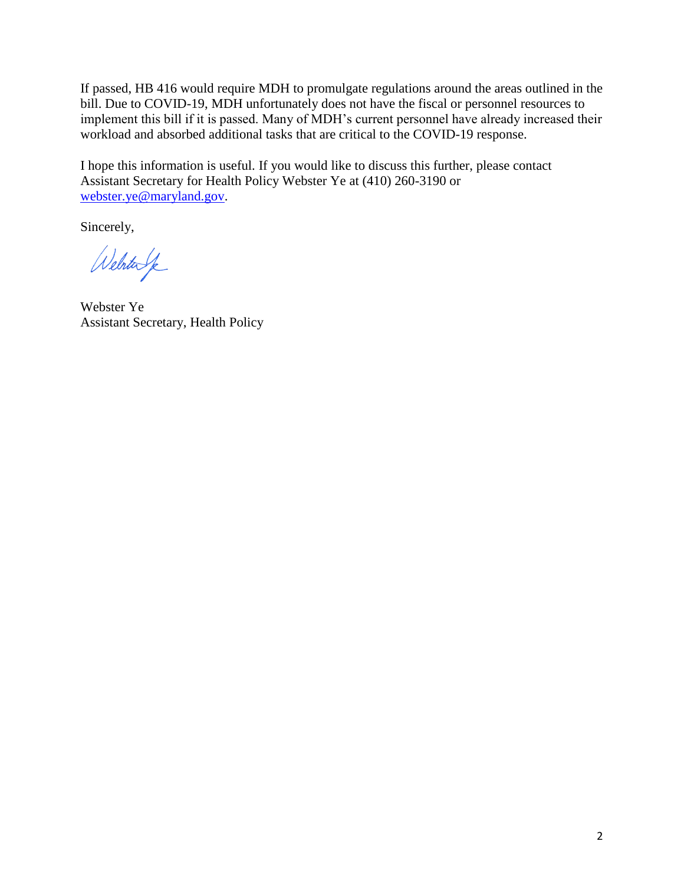If passed, HB 416 would require MDH to promulgate regulations around the areas outlined in the bill. Due to COVID-19, MDH unfortunately does not have the fiscal or personnel resources to implement this bill if it is passed. Many of MDH's current personnel have already increased their workload and absorbed additional tasks that are critical to the COVID-19 response.

I hope this information is useful. If you would like to discuss this further, please contact Assistant Secretary for Health Policy Webster Ye at (410) 260-3190 or webster.ye@maryland.gov.

Sincerely,

Webster Ye
Assistant Secretary, Health Policy